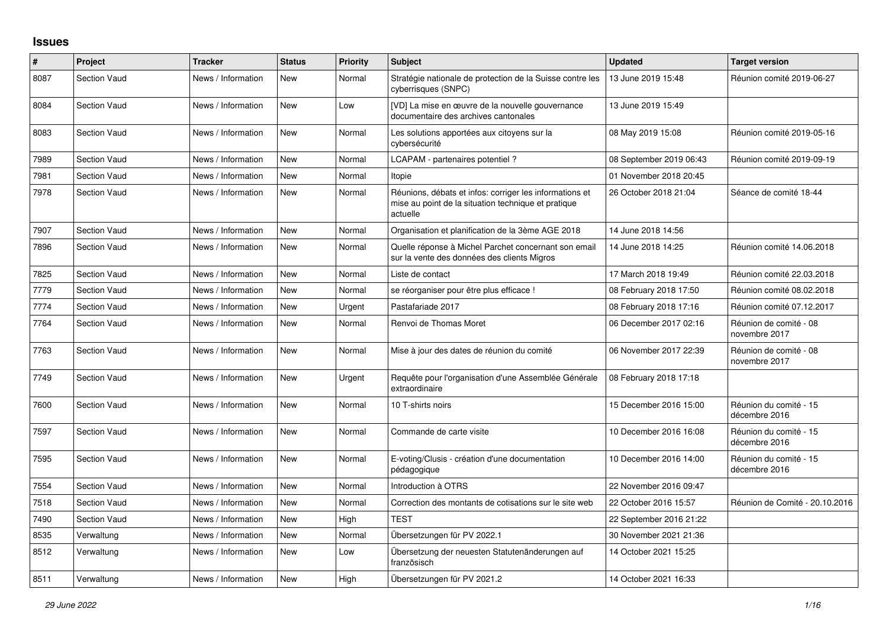## Issues

| # | Project | Tracker | Status | Priority | Subject | Updated | Target version |
|---|---|---|---|---|---|---|---|
| 8087 | Section Vaud | News / Information | New | Normal | Stratégie nationale de protection de la Suisse contre les cyberrisques (SNPC) | 13 June 2019 15:48 | Réunion comité 2019-06-27 |
| 8084 | Section Vaud | News / Information | New | Low | [VD] La mise en œuvre de la nouvelle gouvernance documentaire des archives cantonales | 13 June 2019 15:49 | |
| 8083 | Section Vaud | News / Information | New | Normal | Les solutions apportées aux citoyens sur la cybersécurité | 08 May 2019 15:08 | Réunion comité 2019-05-16 |
| 7989 | Section Vaud | News / Information | New | Normal | LCAPAM - partenaires potentiel ? | 08 September 2019 06:43 | Réunion comité 2019-09-19 |
| 7981 | Section Vaud | News / Information | New | Normal | Itopie | 01 November 2018 20:45 | |
| 7978 | Section Vaud | News / Information | New | Normal | Réunions, débats et infos: corriger les informations et mise au point de la situation technique et pratique actuelle | 26 October 2018 21:04 | Séance de comité 18-44 |
| 7907 | Section Vaud | News / Information | New | Normal | Organisation et planification de la 3ème AGE 2018 | 14 June 2018 14:56 | |
| 7896 | Section Vaud | News / Information | New | Normal | Quelle réponse à Michel Parchet concernant son email sur la vente des données des clients Migros | 14 June 2018 14:25 | Réunion comité 14.06.2018 |
| 7825 | Section Vaud | News / Information | New | Normal | Liste de contact | 17 March 2018 19:49 | Réunion comité 22.03.2018 |
| 7779 | Section Vaud | News / Information | New | Normal | se réorganiser pour être plus efficace ! | 08 February 2018 17:50 | Réunion comité 08.02.2018 |
| 7774 | Section Vaud | News / Information | New | Urgent | Pastafariade 2017 | 08 February 2018 17:16 | Réunion comité 07.12.2017 |
| 7764 | Section Vaud | News / Information | New | Normal | Renvoi de Thomas Moret | 06 December 2017 02:16 | Réunion de comité - 08 novembre 2017 |
| 7763 | Section Vaud | News / Information | New | Normal | Mise à jour des dates de réunion du comité | 06 November 2017 22:39 | Réunion de comité - 08 novembre 2017 |
| 7749 | Section Vaud | News / Information | New | Urgent | Requête pour l'organisation d'une Assemblée Générale extraordinaire | 08 February 2018 17:18 | |
| 7600 | Section Vaud | News / Information | New | Normal | 10 T-shirts noirs | 15 December 2016 15:00 | Réunion du comité - 15 décembre 2016 |
| 7597 | Section Vaud | News / Information | New | Normal | Commande de carte visite | 10 December 2016 16:08 | Réunion du comité - 15 décembre 2016 |
| 7595 | Section Vaud | News / Information | New | Normal | E-voting/Clusis - création d'une documentation pédagogique | 10 December 2016 14:00 | Réunion du comité - 15 décembre 2016 |
| 7554 | Section Vaud | News / Information | New | Normal | Introduction à OTRS | 22 November 2016 09:47 | |
| 7518 | Section Vaud | News / Information | New | Normal | Correction des montants de cotisations sur le site web | 22 October 2016 15:57 | Réunion de Comité - 20.10.2016 |
| 7490 | Section Vaud | News / Information | New | High | TEST | 22 September 2016 21:22 | |
| 8535 | Verwaltung | News / Information | New | Normal | Übersetzungen für PV 2022.1 | 30 November 2021 21:36 | |
| 8512 | Verwaltung | News / Information | New | Low | Übersetzung der neuesten Statutenänderungen auf französisch | 14 October 2021 15:25 | |
| 8511 | Verwaltung | News / Information | New | High | Übersetzungen für PV 2021.2 | 14 October 2021 16:33 | |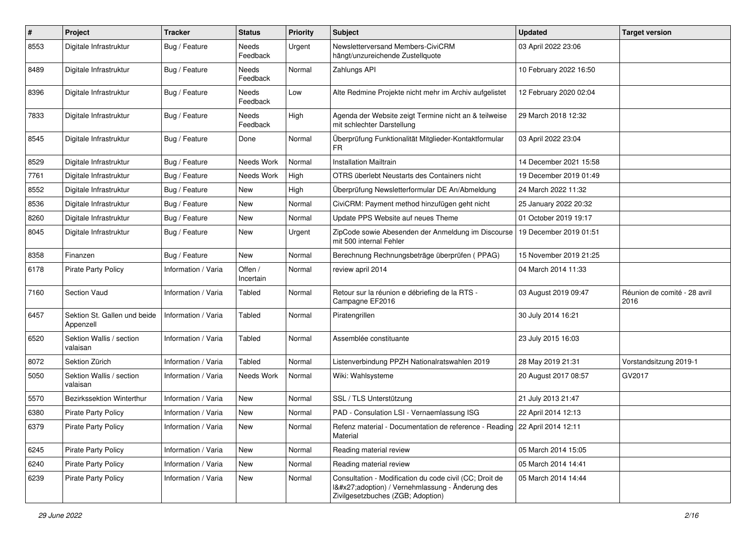| # | Project | Tracker | Status | Priority | Subject | Updated | Target version |
|---|---|---|---|---|---|---|---|
| 8553 | Digitale Infrastruktur | Bug / Feature | Needs Feedback | Urgent | Newsletterversand Members-CiviCRM hängt/unzureichende Zustellquote | 03 April 2022 23:06 | |
| 8489 | Digitale Infrastruktur | Bug / Feature | Needs Feedback | Normal | Zahlungs API | 10 February 2022 16:50 | |
| 8396 | Digitale Infrastruktur | Bug / Feature | Needs Feedback | Low | Alte Redmine Projekte nicht mehr im Archiv aufgelistet | 12 February 2020 02:04 | |
| 7833 | Digitale Infrastruktur | Bug / Feature | Needs Feedback | High | Agenda der Website zeigt Termine nicht an & teilweise mit schlechter Darstellung | 29 March 2018 12:32 | |
| 8545 | Digitale Infrastruktur | Bug / Feature | Done | Normal | Überprüfung Funktionalität Mitglieder-Kontaktformular FR | 03 April 2022 23:04 | |
| 8529 | Digitale Infrastruktur | Bug / Feature | Needs Work | Normal | Installation Mailtrain | 14 December 2021 15:58 | |
| 7761 | Digitale Infrastruktur | Bug / Feature | Needs Work | High | OTRS überlebt Neustarts des Containers nicht | 19 December 2019 01:49 | |
| 8552 | Digitale Infrastruktur | Bug / Feature | New | High | Überprüfung Newsletterformular DE An/Abmeldung | 24 March 2022 11:32 | |
| 8536 | Digitale Infrastruktur | Bug / Feature | New | Normal | CiviCRM: Payment method hinzufügen geht nicht | 25 January 2022 20:32 | |
| 8260 | Digitale Infrastruktur | Bug / Feature | New | Normal | Update PPS Website auf neues Theme | 01 October 2019 19:17 | |
| 8045 | Digitale Infrastruktur | Bug / Feature | New | Urgent | ZipCode sowie Abesenden der Anmeldung im Discourse mit 500 internal Fehler | 19 December 2019 01:51 | |
| 8358 | Finanzen | Bug / Feature | New | Normal | Berechnung Rechnungsbeträge überprüfen ( PPAG) | 15 November 2019 21:25 | |
| 6178 | Pirate Party Policy | Information / Varia | Offen / Incertain | Normal | review april 2014 | 04 March 2014 11:33 | |
| 7160 | Section Vaud | Information / Varia | Tabled | Normal | Retour sur la réunion e débriefing de la RTS - Campagne EF2016 | 03 August 2019 09:47 | Réunion de comité - 28 avril 2016 |
| 6457 | Sektion St. Gallen und beide Appenzell | Information / Varia | Tabled | Normal | Piratengrillen | 30 July 2014 16:21 | |
| 6520 | Sektion Wallis / section valaisan | Information / Varia | Tabled | Normal | Assemblée constituante | 23 July 2015 16:03 | |
| 8072 | Sektion Zürich | Information / Varia | Tabled | Normal | Listenverbindung PPZH Nationalratswahlen 2019 | 28 May 2019 21:31 | Vorstandsitzung 2019-1 |
| 5050 | Sektion Wallis / section valaisan | Information / Varia | Needs Work | Normal | Wiki: Wahlsysteme | 20 August 2017 08:57 | GV2017 |
| 5570 | Bezirkssektion Winterthur | Information / Varia | New | Normal | SSL / TLS Unterstützung | 21 July 2013 21:47 | |
| 6380 | Pirate Party Policy | Information / Varia | New | Normal | PAD - Consulation LSI - Vernaemlassung ISG | 22 April 2014 12:13 | |
| 6379 | Pirate Party Policy | Information / Varia | New | Normal | Refenz material - Documentation de reference - Reading Material | 22 April 2014 12:11 | |
| 6245 | Pirate Party Policy | Information / Varia | New | Normal | Reading material review | 05 March 2014 15:05 | |
| 6240 | Pirate Party Policy | Information / Varia | New | Normal | Reading material review | 05 March 2014 14:41 | |
| 6239 | Pirate Party Policy | Information / Varia | New | Normal | Consultation - Modification du code civil (CC; Droit de l&#x27;adoption) / Vernehmlassung - Änderung des Zivilgesetzbuches (ZGB; Adoption) | 05 March 2014 14:44 | |

*29 June 2022*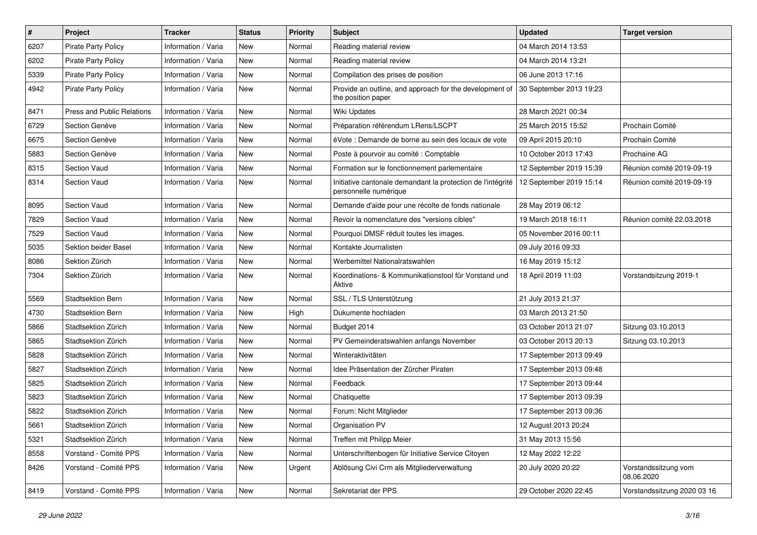| # | Project | Tracker | Status | Priority | Subject | Updated | Target version |
| --- | --- | --- | --- | --- | --- | --- | --- |
| 6207 | Pirate Party Policy | Information / Varia | New | Normal | Reading material review | 04 March 2014 13:53 | |
| 6202 | Pirate Party Policy | Information / Varia | New | Normal | Reading material review | 04 March 2014 13:21 | |
| 5339 | Pirate Party Policy | Information / Varia | New | Normal | Compilation des prises de position | 06 June 2013 17:16 | |
| 4942 | Pirate Party Policy | Information / Varia | New | Normal | Provide an outline, and approach for the development of the position paper | 30 September 2013 19:23 | |
| 8471 | Press and Public Relations | Information / Varia | New | Normal | Wiki Updates | 28 March 2021 00:34 | |
| 6729 | Section Genève | Information / Varia | New | Normal | Préparation référendum LRens/LSCPT | 25 March 2015 15:52 | Prochain Comité |
| 6675 | Section Genève | Information / Varia | New | Normal | éVote : Demande de borne au sein des locaux de vote | 09 April 2015 20:10 | Prochain Comité |
| 5883 | Section Genève | Information / Varia | New | Normal | Poste à pourvoir au comité : Comptable | 10 October 2013 17:43 | Prochaine AG |
| 8315 | Section Vaud | Information / Varia | New | Normal | Formation sur le fonctionnement parlementaire | 12 September 2019 15:39 | Réunion comité 2019-09-19 |
| 8314 | Section Vaud | Information / Varia | New | Normal | Initiative cantonale demandant la protection de l'intégrité personnelle numérique | 12 September 2019 15:14 | Réunion comité 2019-09-19 |
| 8095 | Section Vaud | Information / Varia | New | Normal | Demande d'aide pour une récolte de fonds nationale | 28 May 2019 06:12 | |
| 7829 | Section Vaud | Information / Varia | New | Normal | Revoir la nomenclature des "versions cibles" | 19 March 2018 16:11 | Réunion comité 22.03.2018 |
| 7529 | Section Vaud | Information / Varia | New | Normal | Pourquoi DMSF réduit toutes les images. | 05 November 2016 00:11 | |
| 5035 | Sektion beider Basel | Information / Varia | New | Normal | Kontakte Journalisten | 09 July 2016 09:33 | |
| 8086 | Sektion Zürich | Information / Varia | New | Normal | Werbemittel Nationalratswahlen | 16 May 2019 15:12 | |
| 7304 | Sektion Zürich | Information / Varia | New | Normal | Koordinations- & Kommunikationstool für Vorstand und Aktive | 18 April 2019 11:03 | Vorstandsitzung 2019-1 |
| 5569 | Stadtsektion Bern | Information / Varia | New | Normal | SSL / TLS Unterstützung | 21 July 2013 21:37 | |
| 4730 | Stadtsektion Bern | Information / Varia | New | High | Dukumente hochladen | 03 March 2013 21:50 | |
| 5866 | Stadtsektion Zürich | Information / Varia | New | Normal | Budget 2014 | 03 October 2013 21:07 | Sitzung 03.10.2013 |
| 5865 | Stadtsektion Zürich | Information / Varia | New | Normal | PV Gemeinderatswahlen anfangs November | 03 October 2013 20:13 | Sitzung 03.10.2013 |
| 5828 | Stadtsektion Zürich | Information / Varia | New | Normal | Winteraktivitäten | 17 September 2013 09:49 | |
| 5827 | Stadtsektion Zürich | Information / Varia | New | Normal | Idee Präsentation der Zürcher Piraten | 17 September 2013 09:48 | |
| 5825 | Stadtsektion Zürich | Information / Varia | New | Normal | Feedback | 17 September 2013 09:44 | |
| 5823 | Stadtsektion Zürich | Information / Varia | New | Normal | Chatiquette | 17 September 2013 09:39 | |
| 5822 | Stadtsektion Zürich | Information / Varia | New | Normal | Forum: Nicht Mitglieder | 17 September 2013 09:36 | |
| 5661 | Stadtsektion Zürich | Information / Varia | New | Normal | Organisation PV | 12 August 2013 20:24 | |
| 5321 | Stadtsektion Zürich | Information / Varia | New | Normal | Treffen mit Philipp Meier | 31 May 2013 15:56 | |
| 8558 | Vorstand - Comité PPS | Information / Varia | New | Normal | Unterschriftenbogen für Initiative Service Citoyen | 12 May 2022 12:22 | |
| 8426 | Vorstand - Comité PPS | Information / Varia | New | Urgent | Ablösung Civi Crm als Mitgliederverwaltung | 20 July 2020 20:22 | Vorstandssitzung vom 08.06.2020 |
| 8419 | Vorstand - Comité PPS | Information / Varia | New | Normal | Sekretariat der PPS | 29 October 2020 22:45 | Vorstandssitzung 2020 03 16 |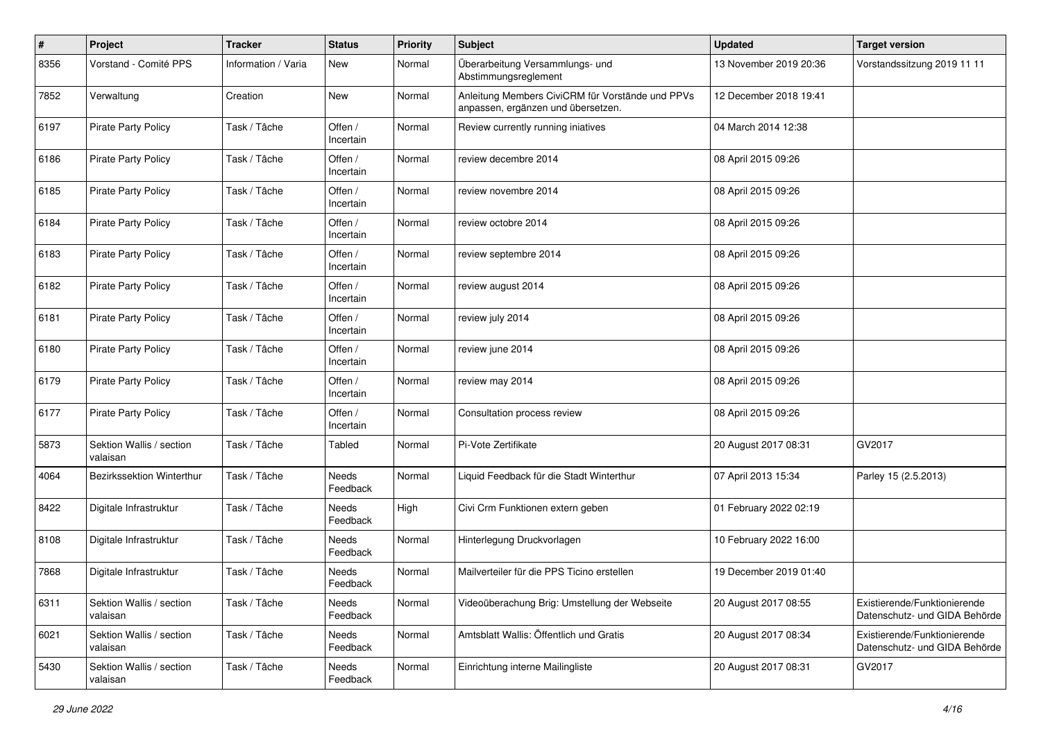| # | Project | Tracker | Status | Priority | Subject | Updated | Target version |
|---|---|---|---|---|---|---|---|
| 8356 | Vorstand - Comité PPS | Information / Varia | New | Normal | Überarbeitung Versammlungs- und Abstimmungsreglement | 13 November 2019 20:36 | Vorstandssitzung 2019 11 11 |
| 7852 | Verwaltung | Creation | New | Normal | Anleitung Members CiviCRM für Vorstände und PPVs anpassen, ergänzen und übersetzen. | 12 December 2018 19:41 | |
| 6197 | Pirate Party Policy | Task / Tâche | Offen / Incertain | Normal | Review currently running iniatives | 04 March 2014 12:38 | |
| 6186 | Pirate Party Policy | Task / Tâche | Offen / Incertain | Normal | review decembre 2014 | 08 April 2015 09:26 | |
| 6185 | Pirate Party Policy | Task / Tâche | Offen / Incertain | Normal | review novembre 2014 | 08 April 2015 09:26 | |
| 6184 | Pirate Party Policy | Task / Tâche | Offen / Incertain | Normal | review octobre 2014 | 08 April 2015 09:26 | |
| 6183 | Pirate Party Policy | Task / Tâche | Offen / Incertain | Normal | review septembre 2014 | 08 April 2015 09:26 | |
| 6182 | Pirate Party Policy | Task / Tâche | Offen / Incertain | Normal | review august 2014 | 08 April 2015 09:26 | |
| 6181 | Pirate Party Policy | Task / Tâche | Offen / Incertain | Normal | review july 2014 | 08 April 2015 09:26 | |
| 6180 | Pirate Party Policy | Task / Tâche | Offen / Incertain | Normal | review june 2014 | 08 April 2015 09:26 | |
| 6179 | Pirate Party Policy | Task / Tâche | Offen / Incertain | Normal | review may 2014 | 08 April 2015 09:26 | |
| 6177 | Pirate Party Policy | Task / Tâche | Offen / Incertain | Normal | Consultation process review | 08 April 2015 09:26 | |
| 5873 | Sektion Wallis / section valaisan | Task / Tâche | Tabled | Normal | Pi-Vote Zertifikate | 20 August 2017 08:31 | GV2017 |
| 4064 | Bezirkssektion Winterthur | Task / Tâche | Needs Feedback | Normal | Liquid Feedback für die Stadt Winterthur | 07 April 2013 15:34 | Parley 15 (2.5.2013) |
| 8422 | Digitale Infrastruktur | Task / Tâche | Needs Feedback | High | Civi Crm Funktionen extern geben | 01 February 2022 02:19 | |
| 8108 | Digitale Infrastruktur | Task / Tâche | Needs Feedback | Normal | Hinterlegung Druckvorlagen | 10 February 2022 16:00 | |
| 7868 | Digitale Infrastruktur | Task / Tâche | Needs Feedback | Normal | Mailverteiler für die PPS Ticino erstellen | 19 December 2019 01:40 | |
| 6311 | Sektion Wallis / section valaisan | Task / Tâche | Needs Feedback | Normal | Videoüberachung Brig: Umstellung der Webseite | 20 August 2017 08:55 | Existierende/Funktionierende Datenschutz- und GIDA Behörde |
| 6021 | Sektion Wallis / section valaisan | Task / Tâche | Needs Feedback | Normal | Amtsblatt Wallis: Öffentlich und Gratis | 20 August 2017 08:34 | Existierende/Funktionierende Datenschutz- und GIDA Behörde |
| 5430 | Sektion Wallis / section valaisan | Task / Tâche | Needs Feedback | Normal | Einrichtung interne Mailingliste | 20 August 2017 08:31 | GV2017 |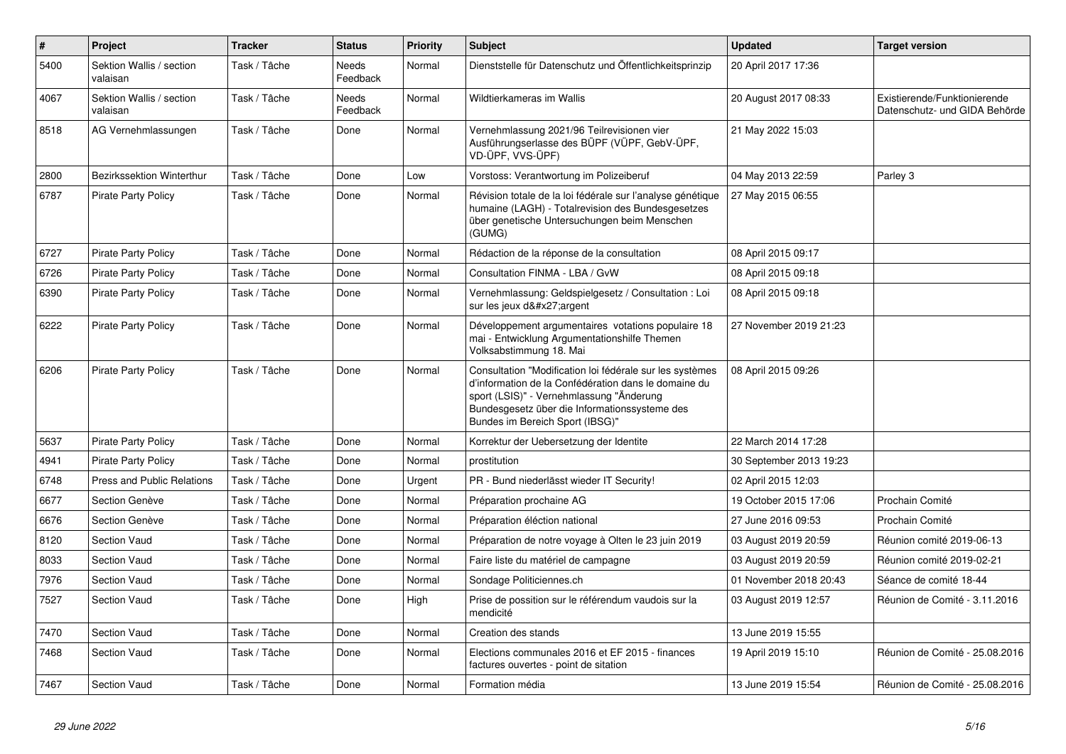| # | Project | Tracker | Status | Priority | Subject | Updated | Target version |
|---|---|---|---|---|---|---|---|
| 5400 | Sektion Wallis / section valaisan | Task / Tâche | Needs Feedback | Normal | Dienststelle für Datenschutz und Öffentlichkeitsprinzip | 20 April 2017 17:36 | |
| 4067 | Sektion Wallis / section valaisan | Task / Tâche | Needs Feedback | Normal | Wildtierkameras im Wallis | 20 August 2017 08:33 | Existierende/Funktionierende Datenschutz- und GIDA Behörde |
| 8518 | AG Vernehmlassungen | Task / Tâche | Done | Normal | Vernehmlassung 2021/96 Teilrevisionen vier Ausführungserlasse des BÜPF (VÜPF, GebV-ÜPF, VD-ÜPF, VVS-ÜPF) | 21 May 2022 15:03 | |
| 2800 | Bezirkssektion Winterthur | Task / Tâche | Done | Low | Vorstoss: Verantwortung im Polizeiberuf | 04 May 2013 22:59 | Parley 3 |
| 6787 | Pirate Party Policy | Task / Tâche | Done | Normal | Révision totale de la loi fédérale sur l'analyse génétique humaine (LAGH) - Totalrevision des Bundesgesetzes über genetische Untersuchungen beim Menschen (GUMG) | 27 May 2015 06:55 | |
| 6727 | Pirate Party Policy | Task / Tâche | Done | Normal | Rédaction de la réponse de la consultation | 08 April 2015 09:17 | |
| 6726 | Pirate Party Policy | Task / Tâche | Done | Normal | Consultation FINMA - LBA / GvW | 08 April 2015 09:18 | |
| 6390 | Pirate Party Policy | Task / Tâche | Done | Normal | Vernehmlassung: Geldspielgesetz / Consultation : Loi sur les jeux d&#x27;argent | 08 April 2015 09:18 | |
| 6222 | Pirate Party Policy | Task / Tâche | Done | Normal | Développement argumentaires votations populaire 18 mai - Entwicklung Argumentationshilfe Themen Volksabstimmung 18. Mai | 27 November 2019 21:23 | |
| 6206 | Pirate Party Policy | Task / Tâche | Done | Normal | Consultation "Modification loi fédérale sur les systèmes d'information de la Confédération dans le domaine du sport (LSIS)" - Vernehmlassung "Änderung Bundesgesetz über die Informationssysteme des Bundes im Bereich Sport (IBSG)" | 08 April 2015 09:26 | |
| 5637 | Pirate Party Policy | Task / Tâche | Done | Normal | Korrektur der Uebersetzung der Identite | 22 March 2014 17:28 | |
| 4941 | Pirate Party Policy | Task / Tâche | Done | Normal | prostitution | 30 September 2013 19:23 | |
| 6748 | Press and Public Relations | Task / Tâche | Done | Urgent | PR - Bund niederlässt wieder IT Security! | 02 April 2015 12:03 | |
| 6677 | Section Genève | Task / Tâche | Done | Normal | Préparation prochaine AG | 19 October 2015 17:06 | Prochain Comité |
| 6676 | Section Genève | Task / Tâche | Done | Normal | Préparation éléction national | 27 June 2016 09:53 | Prochain Comité |
| 8120 | Section Vaud | Task / Tâche | Done | Normal | Préparation de notre voyage à Olten le 23 juin 2019 | 03 August 2019 20:59 | Réunion comité 2019-06-13 |
| 8033 | Section Vaud | Task / Tâche | Done | Normal | Faire liste du matériel de campagne | 03 August 2019 20:59 | Réunion comité 2019-02-21 |
| 7976 | Section Vaud | Task / Tâche | Done | Normal | Sondage Politiciennes.ch | 01 November 2018 20:43 | Séance de comité 18-44 |
| 7527 | Section Vaud | Task / Tâche | Done | High | Prise de possition sur le référendum vaudois sur la mendicité | 03 August 2019 12:57 | Réunion de Comité - 3.11.2016 |
| 7470 | Section Vaud | Task / Tâche | Done | Normal | Creation des stands | 13 June 2019 15:55 | |
| 7468 | Section Vaud | Task / Tâche | Done | Normal | Elections communales 2016 et EF 2015 - finances factures ouvertes - point de sitation | 19 April 2019 15:10 | Réunion de Comité - 25.08.2016 |
| 7467 | Section Vaud | Task / Tâche | Done | Normal | Formation média | 13 June 2019 15:54 | Réunion de Comité - 25.08.2016 |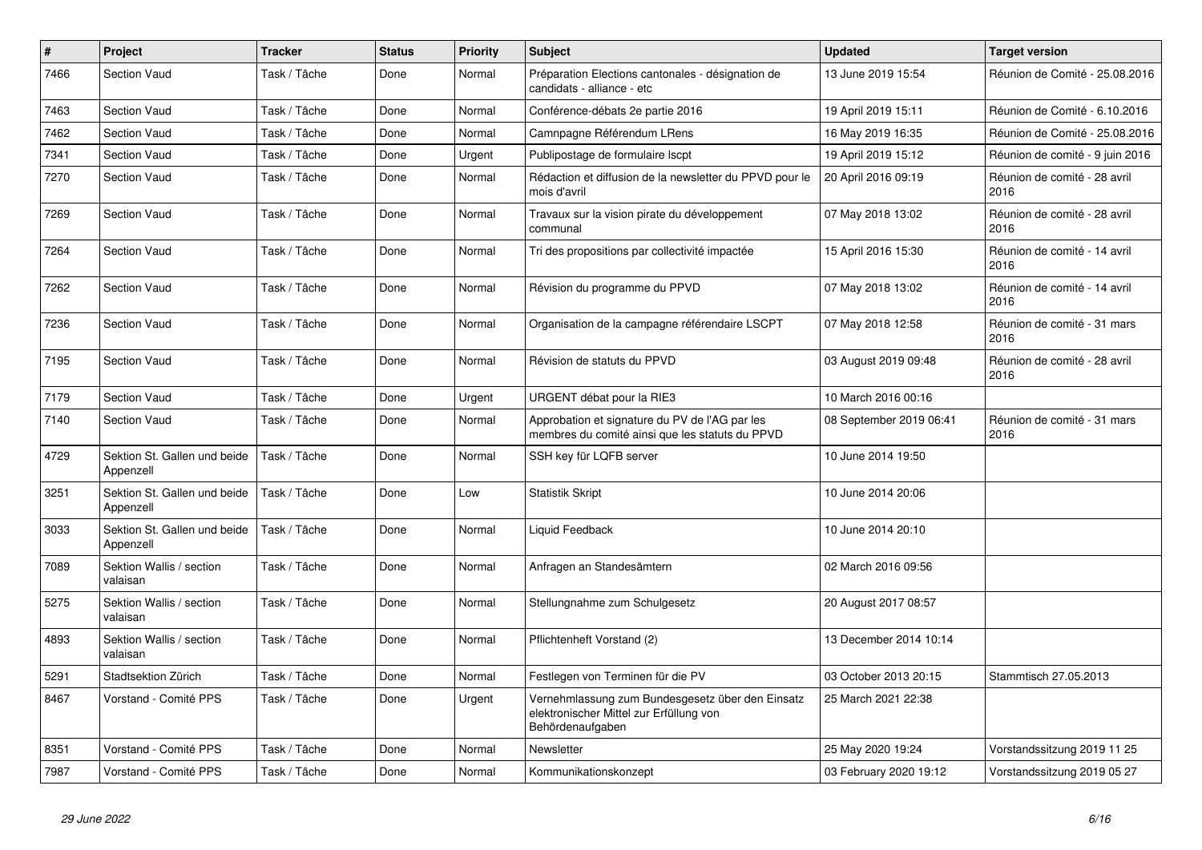| # | Project | Tracker | Status | Priority | Subject | Updated | Target version |
|---|---|---|---|---|---|---|---|
| 7466 | Section Vaud | Task / Tâche | Done | Normal | Préparation Elections cantonales - désignation de candidats - alliance - etc | 13 June 2019 15:54 | Réunion de Comité - 25.08.2016 |
| 7463 | Section Vaud | Task / Tâche | Done | Normal | Conférence-débats 2e partie 2016 | 19 April 2019 15:11 | Réunion de Comité - 6.10.2016 |
| 7462 | Section Vaud | Task / Tâche | Done | Normal | Camnpagne Référendum LRens | 16 May 2019 16:35 | Réunion de Comité - 25.08.2016 |
| 7341 | Section Vaud | Task / Tâche | Done | Urgent | Publipostage de formulaire lscpt | 19 April 2019 15:12 | Réunion de comité - 9 juin 2016 |
| 7270 | Section Vaud | Task / Tâche | Done | Normal | Rédaction et diffusion de la newsletter du PPVD pour le mois d'avril | 20 April 2016 09:19 | Réunion de comité - 28 avril 2016 |
| 7269 | Section Vaud | Task / Tâche | Done | Normal | Travaux sur la vision pirate du développement communal | 07 May 2018 13:02 | Réunion de comité - 28 avril 2016 |
| 7264 | Section Vaud | Task / Tâche | Done | Normal | Tri des propositions par collectivité impactée | 15 April 2016 15:30 | Réunion de comité - 14 avril 2016 |
| 7262 | Section Vaud | Task / Tâche | Done | Normal | Révision du programme du PPVD | 07 May 2018 13:02 | Réunion de comité - 14 avril 2016 |
| 7236 | Section Vaud | Task / Tâche | Done | Normal | Organisation de la campagne référendaire LSCPT | 07 May 2018 12:58 | Réunion de comité - 31 mars 2016 |
| 7195 | Section Vaud | Task / Tâche | Done | Normal | Révision de statuts du PPVD | 03 August 2019 09:48 | Réunion de comité - 28 avril 2016 |
| 7179 | Section Vaud | Task / Tâche | Done | Urgent | URGENT débat pour la RIE3 | 10 March 2016 00:16 | |
| 7140 | Section Vaud | Task / Tâche | Done | Normal | Approbation et signature du PV de l'AG par les membres du comité ainsi que les statuts du PPVD | 08 September 2019 06:41 | Réunion de comité - 31 mars 2016 |
| 4729 | Sektion St. Gallen und beide Appenzell | Task / Tâche | Done | Normal | SSH key für LQFB server | 10 June 2014 19:50 | |
| 3251 | Sektion St. Gallen und beide Appenzell | Task / Tâche | Done | Low | Statistik Skript | 10 June 2014 20:06 | |
| 3033 | Sektion St. Gallen und beide Appenzell | Task / Tâche | Done | Normal | Liquid Feedback | 10 June 2014 20:10 | |
| 7089 | Sektion Wallis / section valaisan | Task / Tâche | Done | Normal | Anfragen an Standesämtern | 02 March 2016 09:56 | |
| 5275 | Sektion Wallis / section valaisan | Task / Tâche | Done | Normal | Stellungnahme zum Schulgesetz | 20 August 2017 08:57 | |
| 4893 | Sektion Wallis / section valaisan | Task / Tâche | Done | Normal | Pflichtenheft Vorstand (2) | 13 December 2014 10:14 | |
| 5291 | Stadtsektion Zürich | Task / Tâche | Done | Normal | Festlegen von Terminen für die PV | 03 October 2013 20:15 | Stammtisch 27.05.2013 |
| 8467 | Vorstand - Comité PPS | Task / Tâche | Done | Urgent | Vernehmlassung zum Bundesgesetz über den Einsatz elektronischer Mittel zur Erfüllung von Behördenaufgaben | 25 March 2021 22:38 | |
| 8351 | Vorstand - Comité PPS | Task / Tâche | Done | Normal | Newsletter | 25 May 2020 19:24 | Vorstandssitzung 2019 11 25 |
| 7987 | Vorstand - Comité PPS | Task / Tâche | Done | Normal | Kommunikationskonzept | 03 February 2020 19:12 | Vorstandssitzung 2019 05 27 |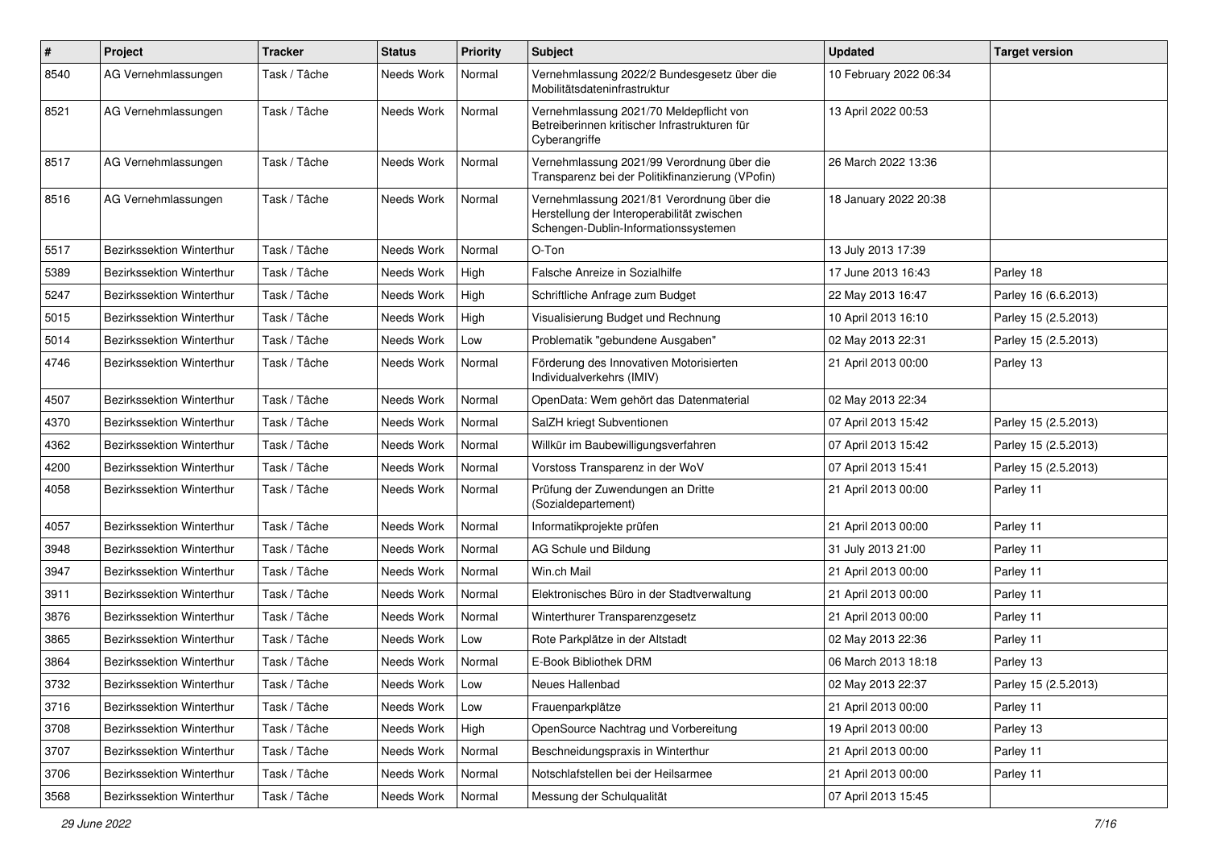| # | Project | Tracker | Status | Priority | Subject | Updated | Target version |
|---|---|---|---|---|---|---|---|
| 8540 | AG Vernehmlassungen | Task / Tâche | Needs Work | Normal | Vernehmlassung 2022/2 Bundesgesetz über die Mobilitätsdateninfrastruktur | 10 February 2022 06:34 | |
| 8521 | AG Vernehmlassungen | Task / Tâche | Needs Work | Normal | Vernehmlassung 2021/70 Meldepflicht von Betreiberinnen kritischer Infrastrukturen für Cyberangriffe | 13 April 2022 00:53 | |
| 8517 | AG Vernehmlassungen | Task / Tâche | Needs Work | Normal | Vernehmlassung 2021/99 Verordnung über die Transparenz bei der Politikfinanzierung (VPofin) | 26 March 2022 13:36 | |
| 8516 | AG Vernehmlassungen | Task / Tâche | Needs Work | Normal | Vernehmlassung 2021/81 Verordnung über die Herstellung der Interoperabilität zwischen Schengen-Dublin-Informationssystemen | 18 January 2022 20:38 | |
| 5517 | Bezirkssektion Winterthur | Task / Tâche | Needs Work | Normal | O-Ton | 13 July 2013 17:39 | |
| 5389 | Bezirkssektion Winterthur | Task / Tâche | Needs Work | High | Falsche Anreize in Sozialhilfe | 17 June 2013 16:43 | Parley 18 |
| 5247 | Bezirkssektion Winterthur | Task / Tâche | Needs Work | High | Schriftliche Anfrage zum Budget | 22 May 2013 16:47 | Parley 16 (6.6.2013) |
| 5015 | Bezirkssektion Winterthur | Task / Tâche | Needs Work | High | Visualisierung Budget und Rechnung | 10 April 2013 16:10 | Parley 15 (2.5.2013) |
| 5014 | Bezirkssektion Winterthur | Task / Tâche | Needs Work | Low | Problematik "gebundene Ausgaben" | 02 May 2013 22:31 | Parley 15 (2.5.2013) |
| 4746 | Bezirkssektion Winterthur | Task / Tâche | Needs Work | Normal | Förderung des Innovativen Motorisierten Individualverkehrs (IMIV) | 21 April 2013 00:00 | Parley 13 |
| 4507 | Bezirkssektion Winterthur | Task / Tâche | Needs Work | Normal | OpenData: Wem gehört das Datenmaterial | 02 May 2013 22:34 | |
| 4370 | Bezirkssektion Winterthur | Task / Tâche | Needs Work | Normal | SalZH kriegt Subventionen | 07 April 2013 15:42 | Parley 15 (2.5.2013) |
| 4362 | Bezirkssektion Winterthur | Task / Tâche | Needs Work | Normal | Willkür im Baubewilligungsverfahren | 07 April 2013 15:42 | Parley 15 (2.5.2013) |
| 4200 | Bezirkssektion Winterthur | Task / Tâche | Needs Work | Normal | Vorstoss Transparenz in der WoV | 07 April 2013 15:41 | Parley 15 (2.5.2013) |
| 4058 | Bezirkssektion Winterthur | Task / Tâche | Needs Work | Normal | Prüfung der Zuwendungen an Dritte (Sozialdepartement) | 21 April 2013 00:00 | Parley 11 |
| 4057 | Bezirkssektion Winterthur | Task / Tâche | Needs Work | Normal | Informatikprojekte prüfen | 21 April 2013 00:00 | Parley 11 |
| 3948 | Bezirkssektion Winterthur | Task / Tâche | Needs Work | Normal | AG Schule und Bildung | 31 July 2013 21:00 | Parley 11 |
| 3947 | Bezirkssektion Winterthur | Task / Tâche | Needs Work | Normal | Win.ch Mail | 21 April 2013 00:00 | Parley 11 |
| 3911 | Bezirkssektion Winterthur | Task / Tâche | Needs Work | Normal | Elektronisches Büro in der Stadtverwaltung | 21 April 2013 00:00 | Parley 11 |
| 3876 | Bezirkssektion Winterthur | Task / Tâche | Needs Work | Normal | Winterthurer Transparenzgesetz | 21 April 2013 00:00 | Parley 11 |
| 3865 | Bezirkssektion Winterthur | Task / Tâche | Needs Work | Low | Rote Parkplätze in der Altstadt | 02 May 2013 22:36 | Parley 11 |
| 3864 | Bezirkssektion Winterthur | Task / Tâche | Needs Work | Normal | E-Book Bibliothek DRM | 06 March 2013 18:18 | Parley 13 |
| 3732 | Bezirkssektion Winterthur | Task / Tâche | Needs Work | Low | Neues Hallenbad | 02 May 2013 22:37 | Parley 15 (2.5.2013) |
| 3716 | Bezirkssektion Winterthur | Task / Tâche | Needs Work | Low | Frauenparkplätze | 21 April 2013 00:00 | Parley 11 |
| 3708 | Bezirkssektion Winterthur | Task / Tâche | Needs Work | High | OpenSource Nachtrag und Vorbereitung | 19 April 2013 00:00 | Parley 13 |
| 3707 | Bezirkssektion Winterthur | Task / Tâche | Needs Work | Normal | Beschneidungspraxis in Winterthur | 21 April 2013 00:00 | Parley 11 |
| 3706 | Bezirkssektion Winterthur | Task / Tâche | Needs Work | Normal | Notschlafstellen bei der Heilsarmee | 21 April 2013 00:00 | Parley 11 |
| 3568 | Bezirkssektion Winterthur | Task / Tâche | Needs Work | Normal | Messung der Schulqualität | 07 April 2013 15:45 | |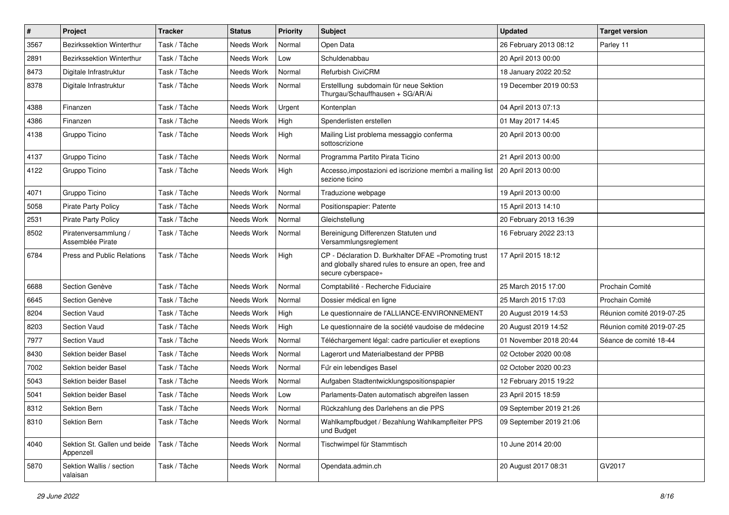| # | Project | Tracker | Status | Priority | Subject | Updated | Target version |
|---|---|---|---|---|---|---|---|
| 3567 | Bezirkssektion Winterthur | Task / Tâche | Needs Work | Normal | Open Data | 26 February 2013 08:12 | Parley 11 |
| 2891 | Bezirkssektion Winterthur | Task / Tâche | Needs Work | Low | Schuldenabbau | 20 April 2013 00:00 | |
| 8473 | Digitale Infrastruktur | Task / Tâche | Needs Work | Normal | Refurbish CiviCRM | 18 January 2022 20:52 | |
| 8378 | Digitale Infrastruktur | Task / Tâche | Needs Work | Normal | Erstelllung subdomain für neue Sektion Thurgau/Schauffhausen + SG/AR/Ai | 19 December 2019 00:53 | |
| 4388 | Finanzen | Task / Tâche | Needs Work | Urgent | Kontenplan | 04 April 2013 07:13 | |
| 4386 | Finanzen | Task / Tâche | Needs Work | High | Spenderlisten erstellen | 01 May 2017 14:45 | |
| 4138 | Gruppo Ticino | Task / Tâche | Needs Work | High | Mailing List problema messaggio conferma sottoscrizione | 20 April 2013 00:00 | |
| 4137 | Gruppo Ticino | Task / Tâche | Needs Work | Normal | Programma Partito Pirata Ticino | 21 April 2013 00:00 | |
| 4122 | Gruppo Ticino | Task / Tâche | Needs Work | High | Accesso,impostazioni ed iscrizione membri a mailing list sezione ticino | 20 April 2013 00:00 | |
| 4071 | Gruppo Ticino | Task / Tâche | Needs Work | Normal | Traduzione webpage | 19 April 2013 00:00 | |
| 5058 | Pirate Party Policy | Task / Tâche | Needs Work | Normal | Positionspapier: Patente | 15 April 2013 14:10 | |
| 2531 | Pirate Party Policy | Task / Tâche | Needs Work | Normal | Gleichstellung | 20 February 2013 16:39 | |
| 8502 | Piratenversammlung / Assemblée Pirate | Task / Tâche | Needs Work | Normal | Bereinigung Differenzen Statuten und Versammlungsreglement | 16 February 2022 23:13 | |
| 6784 | Press and Public Relations | Task / Tâche | Needs Work | High | CP - Déclaration D. Burkhalter DFAE «Promoting trust and globally shared rules to ensure an open, free and secure cyberspace» | 17 April 2015 18:12 | |
| 6688 | Section Genève | Task / Tâche | Needs Work | Normal | Comptabilité - Recherche Fiduciaire | 25 March 2015 17:00 | Prochain Comité |
| 6645 | Section Genève | Task / Tâche | Needs Work | Normal | Dossier médical en ligne | 25 March 2015 17:03 | Prochain Comité |
| 8204 | Section Vaud | Task / Tâche | Needs Work | High | Le questionnaire de l'ALLIANCE-ENVIRONNEMENT | 20 August 2019 14:53 | Réunion comité 2019-07-25 |
| 8203 | Section Vaud | Task / Tâche | Needs Work | High | Le questionnaire de la société vaudoise de médecine | 20 August 2019 14:52 | Réunion comité 2019-07-25 |
| 7977 | Section Vaud | Task / Tâche | Needs Work | Normal | Téléchargement légal: cadre particulier et exeptions | 01 November 2018 20:44 | Séance de comité 18-44 |
| 8430 | Sektion beider Basel | Task / Tâche | Needs Work | Normal | Lagerort und Materialbestand der PPBB | 02 October 2020 00:08 | |
| 7002 | Sektion beider Basel | Task / Tâche | Needs Work | Normal | Für ein lebendiges Basel | 02 October 2020 00:23 | |
| 5043 | Sektion beider Basel | Task / Tâche | Needs Work | Normal | Aufgaben Stadtentwicklungspositionspapier | 12 February 2015 19:22 | |
| 5041 | Sektion beider Basel | Task / Tâche | Needs Work | Low | Parlaments-Daten automatisch abgreifen lassen | 23 April 2015 18:59 | |
| 8312 | Sektion Bern | Task / Tâche | Needs Work | Normal | Rückzahlung des Darlehens an die PPS | 09 September 2019 21:26 | |
| 8310 | Sektion Bern | Task / Tâche | Needs Work | Normal | Wahlkampfbudget / Bezahlung Wahlkampfleiter PPS und Budget | 09 September 2019 21:06 | |
| 4040 | Sektion St. Gallen und beide Appenzell | Task / Tâche | Needs Work | Normal | Tischwimpel für Stammtisch | 10 June 2014 20:00 | |
| 5870 | Sektion Wallis / section valaisan | Task / Tâche | Needs Work | Normal | Opendata.admin.ch | 20 August 2017 08:31 | GV2017 |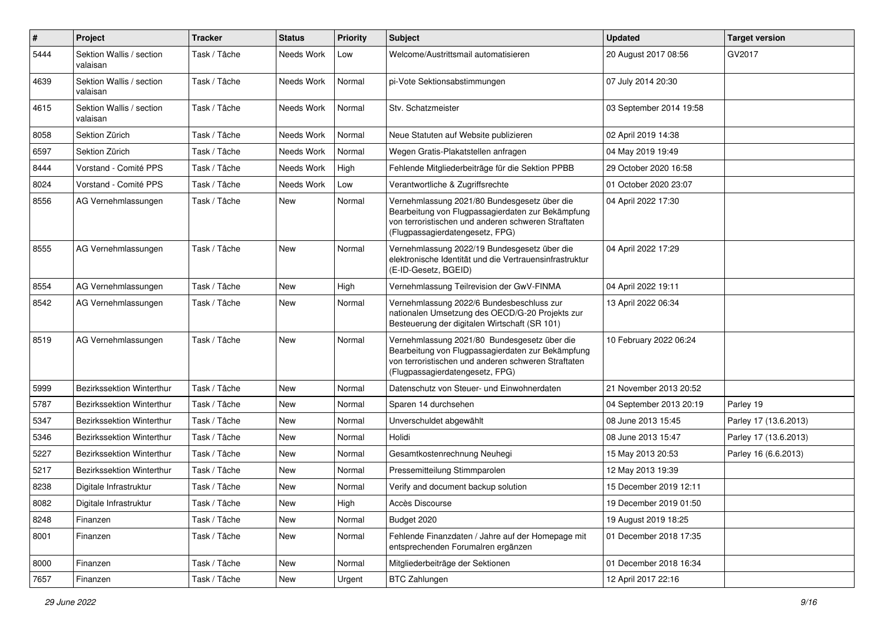| # | Project | Tracker | Status | Priority | Subject | Updated | Target version |
|---|---|---|---|---|---|---|---|
| 5444 | Sektion Wallis / section valaisan | Task / Tâche | Needs Work | Low | Welcome/Austrittsmail automatisieren | 20 August 2017 08:56 | GV2017 |
| 4639 | Sektion Wallis / section valaisan | Task / Tâche | Needs Work | Normal | pi-Vote Sektionsabstimmungen | 07 July 2014 20:30 | |
| 4615 | Sektion Wallis / section valaisan | Task / Tâche | Needs Work | Normal | Stv. Schatzmeister | 03 September 2014 19:58 | |
| 8058 | Sektion Zürich | Task / Tâche | Needs Work | Normal | Neue Statuten auf Website publizieren | 02 April 2019 14:38 | |
| 6597 | Sektion Zürich | Task / Tâche | Needs Work | Normal | Wegen Gratis-Plakatstellen anfragen | 04 May 2019 19:49 | |
| 8444 | Vorstand - Comité PPS | Task / Tâche | Needs Work | High | Fehlende Mitgliederbeiträge für die Sektion PPBB | 29 October 2020 16:58 | |
| 8024 | Vorstand - Comité PPS | Task / Tâche | Needs Work | Low | Verantwortliche & Zugriffsrechte | 01 October 2020 23:07 | |
| 8556 | AG Vernehmlassungen | Task / Tâche | New | Normal | Vernehmlassung 2021/80 Bundesgesetz über die Bearbeitung von Flugpassagierdaten zur Bekämpfung von terroristischen und anderen schweren Straftaten (Flugpassagierdatengesetz, FPG) | 04 April 2022 17:30 | |
| 8555 | AG Vernehmlassungen | Task / Tâche | New | Normal | Vernehmlassung 2022/19 Bundesgesetz über die elektronische Identität und die Vertrauensinfrastruktur (E-ID-Gesetz, BGEID) | 04 April 2022 17:29 | |
| 8554 | AG Vernehmlassungen | Task / Tâche | New | High | Vernehmlassung Teilrevision der GwV-FINMA | 04 April 2022 19:11 | |
| 8542 | AG Vernehmlassungen | Task / Tâche | New | Normal | Vernehmlassung 2022/6 Bundesbeschluss zur nationalen Umsetzung des OECD/G-20 Projekts zur Besteuerung der digitalen Wirtschaft (SR 101) | 13 April 2022 06:34 | |
| 8519 | AG Vernehmlassungen | Task / Tâche | New | Normal | Vernehmlassung 2021/80 Bundesgesetz über die Bearbeitung von Flugpassagierdaten zur Bekämpfung von terroristischen und anderen schweren Straftaten (Flugpassagierdatengesetz, FPG) | 10 February 2022 06:24 | |
| 5999 | Bezirkssektion Winterthur | Task / Tâche | New | Normal | Datenschutz von Steuer- und Einwohnerdaten | 21 November 2013 20:52 | |
| 5787 | Bezirkssektion Winterthur | Task / Tâche | New | Normal | Sparen 14 durchsehen | 04 September 2013 20:19 | Parley 19 |
| 5347 | Bezirkssektion Winterthur | Task / Tâche | New | Normal | Unverschuldet abgewählt | 08 June 2013 15:45 | Parley 17 (13.6.2013) |
| 5346 | Bezirkssektion Winterthur | Task / Tâche | New | Normal | Holidi | 08 June 2013 15:47 | Parley 17 (13.6.2013) |
| 5227 | Bezirkssektion Winterthur | Task / Tâche | New | Normal | Gesamtkostenrechnung Neuhegi | 15 May 2013 20:53 | Parley 16 (6.6.2013) |
| 5217 | Bezirkssektion Winterthur | Task / Tâche | New | Normal | Pressemitteilung Stimmparolen | 12 May 2013 19:39 | |
| 8238 | Digitale Infrastruktur | Task / Tâche | New | Normal | Verify and document backup solution | 15 December 2019 12:11 | |
| 8082 | Digitale Infrastruktur | Task / Tâche | New | High | Accès Discourse | 19 December 2019 01:50 | |
| 8248 | Finanzen | Task / Tâche | New | Normal | Budget 2020 | 19 August 2019 18:25 | |
| 8001 | Finanzen | Task / Tâche | New | Normal | Fehlende Finanzdaten / Jahre auf der Homepage mit entsprechenden Forumalren ergänzen | 01 December 2018 17:35 | |
| 8000 | Finanzen | Task / Tâche | New | Normal | Mitgliederbeiträge der Sektionen | 01 December 2018 16:34 | |
| 7657 | Finanzen | Task / Tâche | New | Urgent | BTC Zahlungen | 12 April 2017 22:16 | |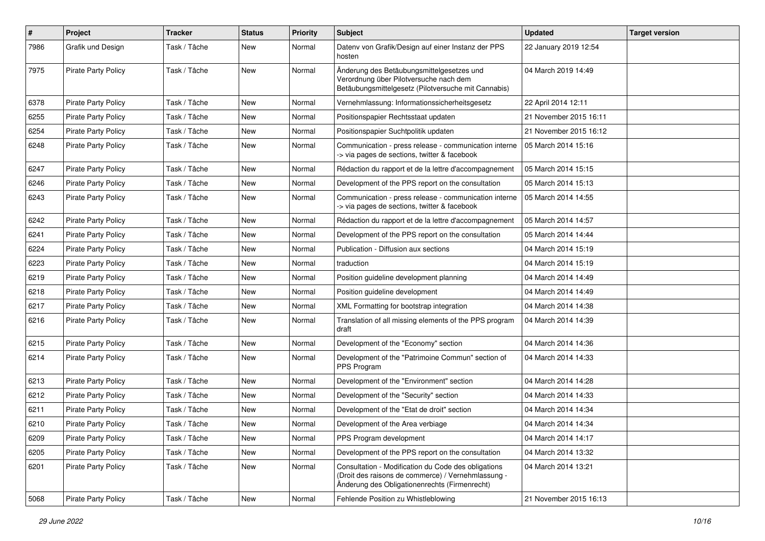| # | Project | Tracker | Status | Priority | Subject | Updated | Target version |
|---|---|---|---|---|---|---|---|
| 7986 | Grafik und Design | Task / Tâche | New | Normal | Datenv von Grafik/Design auf einer Instanz der PPS hosten | 22 January 2019 12:54 | |
| 7975 | Pirate Party Policy | Task / Tâche | New | Normal | Änderung des Betäubungsmittelgesetzes und Verordnung über Pilotversuche nach dem Betäubungsmittelgesetz (Pilotversuche mit Cannabis) | 04 March 2019 14:49 | |
| 6378 | Pirate Party Policy | Task / Tâche | New | Normal | Vernehmlassung: Informationssicherheitsgesetz | 22 April 2014 12:11 | |
| 6255 | Pirate Party Policy | Task / Tâche | New | Normal | Positionspapier Rechtsstaat updaten | 21 November 2015 16:11 | |
| 6254 | Pirate Party Policy | Task / Tâche | New | Normal | Positionspapier Suchtpolitik updaten | 21 November 2015 16:12 | |
| 6248 | Pirate Party Policy | Task / Tâche | New | Normal | Communication - press release - communication interne -> via pages de sections, twitter & facebook | 05 March 2014 15:16 | |
| 6247 | Pirate Party Policy | Task / Tâche | New | Normal | Rédaction du rapport et de la lettre d'accompagnement | 05 March 2014 15:15 | |
| 6246 | Pirate Party Policy | Task / Tâche | New | Normal | Development of the PPS report on the consultation | 05 March 2014 15:13 | |
| 6243 | Pirate Party Policy | Task / Tâche | New | Normal | Communication - press release - communication interne -> via pages de sections, twitter & facebook | 05 March 2014 14:55 | |
| 6242 | Pirate Party Policy | Task / Tâche | New | Normal | Rédaction du rapport et de la lettre d'accompagnement | 05 March 2014 14:57 | |
| 6241 | Pirate Party Policy | Task / Tâche | New | Normal | Development of the PPS report on the consultation | 05 March 2014 14:44 | |
| 6224 | Pirate Party Policy | Task / Tâche | New | Normal | Publication - Diffusion aux sections | 04 March 2014 15:19 | |
| 6223 | Pirate Party Policy | Task / Tâche | New | Normal | traduction | 04 March 2014 15:19 | |
| 6219 | Pirate Party Policy | Task / Tâche | New | Normal | Position guideline development planning | 04 March 2014 14:49 | |
| 6218 | Pirate Party Policy | Task / Tâche | New | Normal | Position guideline development | 04 March 2014 14:49 | |
| 6217 | Pirate Party Policy | Task / Tâche | New | Normal | XML Formatting for bootstrap integration | 04 March 2014 14:38 | |
| 6216 | Pirate Party Policy | Task / Tâche | New | Normal | Translation of all missing elements of the PPS program draft | 04 March 2014 14:39 | |
| 6215 | Pirate Party Policy | Task / Tâche | New | Normal | Development of the "Economy" section | 04 March 2014 14:36 | |
| 6214 | Pirate Party Policy | Task / Tâche | New | Normal | Development of the "Patrimoine Commun" section of PPS Program | 04 March 2014 14:33 | |
| 6213 | Pirate Party Policy | Task / Tâche | New | Normal | Development of the "Environment" section | 04 March 2014 14:28 | |
| 6212 | Pirate Party Policy | Task / Tâche | New | Normal | Development of the "Security" section | 04 March 2014 14:33 | |
| 6211 | Pirate Party Policy | Task / Tâche | New | Normal | Development of the "Etat de droit" section | 04 March 2014 14:34 | |
| 6210 | Pirate Party Policy | Task / Tâche | New | Normal | Development of the Area verbiage | 04 March 2014 14:34 | |
| 6209 | Pirate Party Policy | Task / Tâche | New | Normal | PPS Program development | 04 March 2014 14:17 | |
| 6205 | Pirate Party Policy | Task / Tâche | New | Normal | Development of the PPS report on the consultation | 04 March 2014 13:32 | |
| 6201 | Pirate Party Policy | Task / Tâche | New | Normal | Consultation - Modification du Code des obligations (Droit des raisons de commerce) / Vernehmlassung - Änderung des Obligationenrechts (Firmenrecht) | 04 March 2014 13:21 | |
| 5068 | Pirate Party Policy | Task / Tâche | New | Normal | Fehlende Position zu Whistleblowing | 21 November 2015 16:13 | |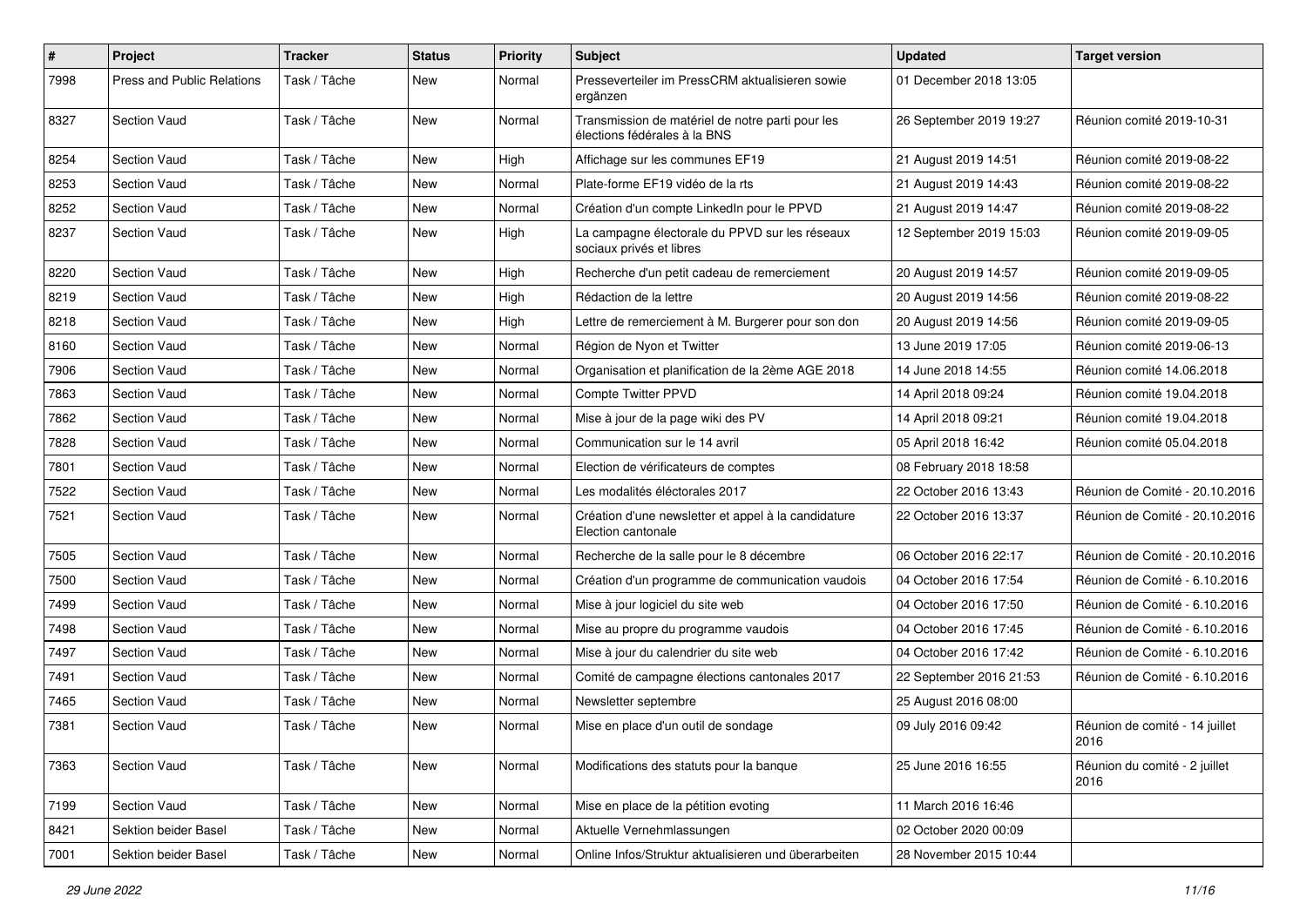| # | Project | Tracker | Status | Priority | Subject | Updated | Target version |
|---|---|---|---|---|---|---|---|
| 7998 | Press and Public Relations | Task / Tâche | New | Normal | Presseverteiler im PressCRM aktualisieren sowie ergänzen | 01 December 2018 13:05 | |
| 8327 | Section Vaud | Task / Tâche | New | Normal | Transmission de matériel de notre parti pour les élections fédérales à la BNS | 26 September 2019 19:27 | Réunion comité 2019-10-31 |
| 8254 | Section Vaud | Task / Tâche | New | High | Affichage sur les communes EF19 | 21 August 2019 14:51 | Réunion comité 2019-08-22 |
| 8253 | Section Vaud | Task / Tâche | New | Normal | Plate-forme EF19 vidéo de la rts | 21 August 2019 14:43 | Réunion comité 2019-08-22 |
| 8252 | Section Vaud | Task / Tâche | New | Normal | Création d'un compte LinkedIn pour le PPVD | 21 August 2019 14:47 | Réunion comité 2019-08-22 |
| 8237 | Section Vaud | Task / Tâche | New | High | La campagne électorale du PPVD sur les réseaux sociaux privés et libres | 12 September 2019 15:03 | Réunion comité 2019-09-05 |
| 8220 | Section Vaud | Task / Tâche | New | High | Recherche d'un petit cadeau de remerciement | 20 August 2019 14:57 | Réunion comité 2019-09-05 |
| 8219 | Section Vaud | Task / Tâche | New | High | Rédaction de la lettre | 20 August 2019 14:56 | Réunion comité 2019-08-22 |
| 8218 | Section Vaud | Task / Tâche | New | High | Lettre de remerciement à M. Burgerer pour son don | 20 August 2019 14:56 | Réunion comité 2019-09-05 |
| 8160 | Section Vaud | Task / Tâche | New | Normal | Région de Nyon et Twitter | 13 June 2019 17:05 | Réunion comité 2019-06-13 |
| 7906 | Section Vaud | Task / Tâche | New | Normal | Organisation et planification de la 2ème AGE 2018 | 14 June 2018 14:55 | Réunion comité 14.06.2018 |
| 7863 | Section Vaud | Task / Tâche | New | Normal | Compte Twitter PPVD | 14 April 2018 09:24 | Réunion comité 19.04.2018 |
| 7862 | Section Vaud | Task / Tâche | New | Normal | Mise à jour de la page wiki des PV | 14 April 2018 09:21 | Réunion comité 19.04.2018 |
| 7828 | Section Vaud | Task / Tâche | New | Normal | Communication sur le 14 avril | 05 April 2018 16:42 | Réunion comité 05.04.2018 |
| 7801 | Section Vaud | Task / Tâche | New | Normal | Election de vérificateurs de comptes | 08 February 2018 18:58 | |
| 7522 | Section Vaud | Task / Tâche | New | Normal | Les modalités éléctorales 2017 | 22 October 2016 13:43 | Réunion de Comité - 20.10.2016 |
| 7521 | Section Vaud | Task / Tâche | New | Normal | Création d'une newsletter et appel à la candidature Election cantonale | 22 October 2016 13:37 | Réunion de Comité - 20.10.2016 |
| 7505 | Section Vaud | Task / Tâche | New | Normal | Recherche de la salle pour le 8 décembre | 06 October 2016 22:17 | Réunion de Comité - 20.10.2016 |
| 7500 | Section Vaud | Task / Tâche | New | Normal | Création d'un programme de communication vaudois | 04 October 2016 17:54 | Réunion de Comité - 6.10.2016 |
| 7499 | Section Vaud | Task / Tâche | New | Normal | Mise à jour logiciel du site web | 04 October 2016 17:50 | Réunion de Comité - 6.10.2016 |
| 7498 | Section Vaud | Task / Tâche | New | Normal | Mise au propre du programme vaudois | 04 October 2016 17:45 | Réunion de Comité - 6.10.2016 |
| 7497 | Section Vaud | Task / Tâche | New | Normal | Mise à jour du calendrier du site web | 04 October 2016 17:42 | Réunion de Comité - 6.10.2016 |
| 7491 | Section Vaud | Task / Tâche | New | Normal | Comité de campagne élections cantonales 2017 | 22 September 2016 21:53 | Réunion de Comité - 6.10.2016 |
| 7465 | Section Vaud | Task / Tâche | New | Normal | Newsletter septembre | 25 August 2016 08:00 | |
| 7381 | Section Vaud | Task / Tâche | New | Normal | Mise en place d'un outil de sondage | 09 July 2016 09:42 | Réunion de comité - 14 juillet 2016 |
| 7363 | Section Vaud | Task / Tâche | New | Normal | Modifications des statuts pour la banque | 25 June 2016 16:55 | Réunion du comité - 2 juillet 2016 |
| 7199 | Section Vaud | Task / Tâche | New | Normal | Mise en place de la pétition evoting | 11 March 2016 16:46 | |
| 8421 | Sektion beider Basel | Task / Tâche | New | Normal | Aktuelle Vernehmlassungen | 02 October 2020 00:09 | |
| 7001 | Sektion beider Basel | Task / Tâche | New | Normal | Online Infos/Struktur aktualisieren und überarbeiten | 28 November 2015 10:44 | |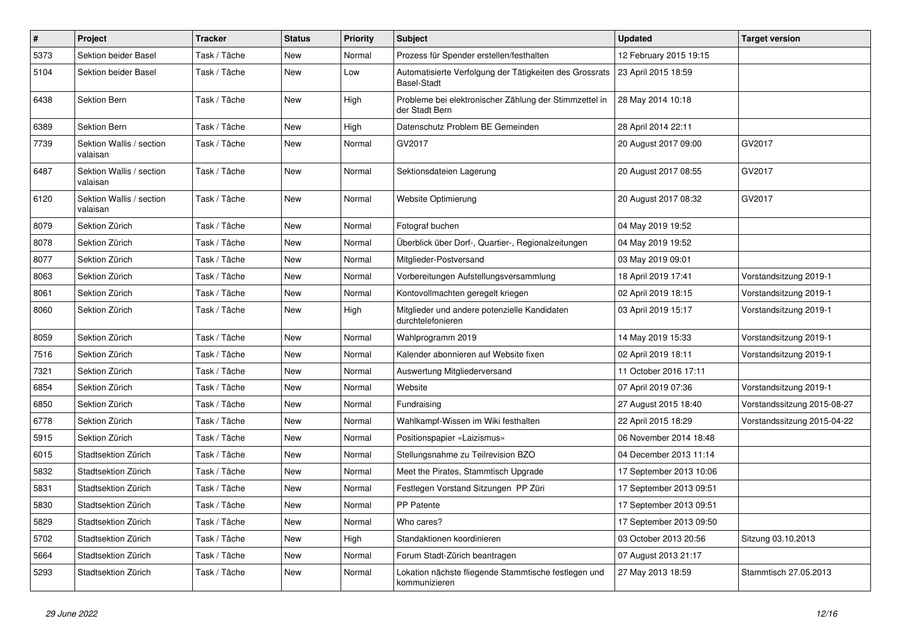| # | Project | Tracker | Status | Priority | Subject | Updated | Target version |
|---|---|---|---|---|---|---|---|
| 5373 | Sektion beider Basel | Task / Tâche | New | Normal | Prozess für Spender erstellen/festhalten | 12 February 2015 19:15 | |
| 5104 | Sektion beider Basel | Task / Tâche | New | Low | Automatisierte Verfolgung der Tätigkeiten des Grossrats Basel-Stadt | 23 April 2015 18:59 | |
| 6438 | Sektion Bern | Task / Tâche | New | High | Probleme bei elektronischer Zählung der Stimmzettel in der Stadt Bern | 28 May 2014 10:18 | |
| 6389 | Sektion Bern | Task / Tâche | New | High | Datenschutz Problem BE Gemeinden | 28 April 2014 22:11 | |
| 7739 | Sektion Wallis / section valaisan | Task / Tâche | New | Normal | GV2017 | 20 August 2017 09:00 | GV2017 |
| 6487 | Sektion Wallis / section valaisan | Task / Tâche | New | Normal | Sektionsdateien Lagerung | 20 August 2017 08:55 | GV2017 |
| 6120 | Sektion Wallis / section valaisan | Task / Tâche | New | Normal | Website Optimierung | 20 August 2017 08:32 | GV2017 |
| 8079 | Sektion Zürich | Task / Tâche | New | Normal | Fotograf buchen | 04 May 2019 19:52 | |
| 8078 | Sektion Zürich | Task / Tâche | New | Normal | Überblick über Dorf-, Quartier-, Regionalzeitungen | 04 May 2019 19:52 | |
| 8077 | Sektion Zürich | Task / Tâche | New | Normal | Mitglieder-Postversand | 03 May 2019 09:01 | |
| 8063 | Sektion Zürich | Task / Tâche | New | Normal | Vorbereitungen Aufstellungsversammlung | 18 April 2019 17:41 | Vorstandsitzung 2019-1 |
| 8061 | Sektion Zürich | Task / Tâche | New | Normal | Kontovollmachten geregelt kriegen | 02 April 2019 18:15 | Vorstandsitzung 2019-1 |
| 8060 | Sektion Zürich | Task / Tâche | New | High | Mitglieder und andere potenzielle Kandidaten durchtelefonieren | 03 April 2019 15:17 | Vorstandsitzung 2019-1 |
| 8059 | Sektion Zürich | Task / Tâche | New | Normal | Wahlprogramm 2019 | 14 May 2019 15:33 | Vorstandsitzung 2019-1 |
| 7516 | Sektion Zürich | Task / Tâche | New | Normal | Kalender abonnieren auf Website fixen | 02 April 2019 18:11 | Vorstandsitzung 2019-1 |
| 7321 | Sektion Zürich | Task / Tâche | New | Normal | Auswertung Mitgliederversand | 11 October 2016 17:11 | |
| 6854 | Sektion Zürich | Task / Tâche | New | Normal | Website | 07 April 2019 07:36 | Vorstandsitzung 2019-1 |
| 6850 | Sektion Zürich | Task / Tâche | New | Normal | Fundraising | 27 August 2015 18:40 | Vorstandssitzung 2015-08-27 |
| 6778 | Sektion Zürich | Task / Tâche | New | Normal | Wahlkampf-Wissen im Wiki festhalten | 22 April 2015 18:29 | Vorstandssitzung 2015-04-22 |
| 5915 | Sektion Zürich | Task / Tâche | New | Normal | Positionspapier «Laizismus» | 06 November 2014 18:48 | |
| 6015 | Stadtsektion Zürich | Task / Tâche | New | Normal | Stellungsnahme zu Teilrevision BZO | 04 December 2013 11:14 | |
| 5832 | Stadtsektion Zürich | Task / Tâche | New | Normal | Meet the Pirates, Stammtisch Upgrade | 17 September 2013 10:06 | |
| 5831 | Stadtsektion Zürich | Task / Tâche | New | Normal | Festlegen Vorstand Sitzungen PP Züri | 17 September 2013 09:51 | |
| 5830 | Stadtsektion Zürich | Task / Tâche | New | Normal | PP Patente | 17 September 2013 09:51 | |
| 5829 | Stadtsektion Zürich | Task / Tâche | New | Normal | Who cares? | 17 September 2013 09:50 | |
| 5702 | Stadtsektion Zürich | Task / Tâche | New | High | Standaktionen koordinieren | 03 October 2013 20:56 | Sitzung 03.10.2013 |
| 5664 | Stadtsektion Zürich | Task / Tâche | New | Normal | Forum Stadt-Zürich beantragen | 07 August 2013 21:17 | |
| 5293 | Stadtsektion Zürich | Task / Tâche | New | Normal | Lokation nächste fliegende Stammtische festlegen und kommunizieren | 27 May 2013 18:59 | Stammtisch 27.05.2013 |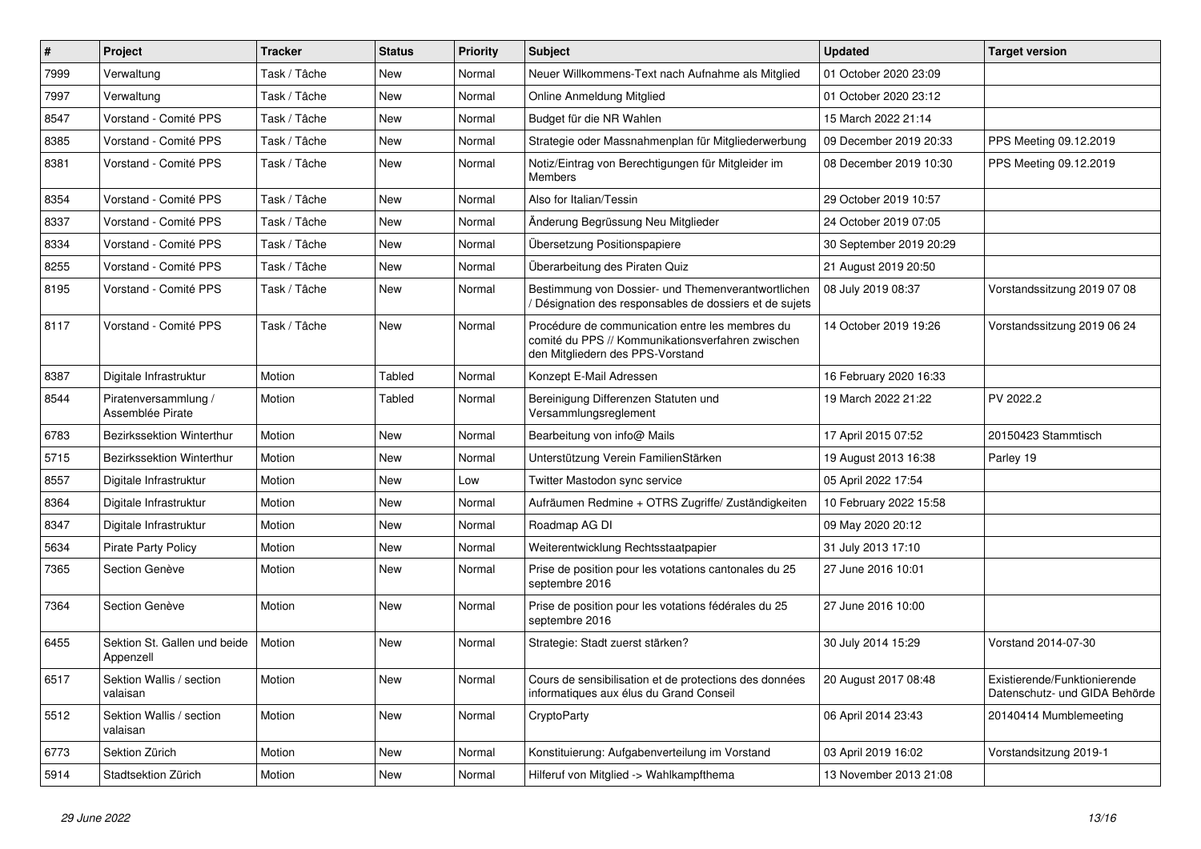| # | Project | Tracker | Status | Priority | Subject | Updated | Target version |
|---|---|---|---|---|---|---|---|
| 7999 | Verwaltung | Task / Tâche | New | Normal | Neuer Willkommens-Text nach Aufnahme als Mitglied | 01 October 2020 23:09 | |
| 7997 | Verwaltung | Task / Tâche | New | Normal | Online Anmeldung Mitglied | 01 October 2020 23:12 | |
| 8547 | Vorstand - Comité PPS | Task / Tâche | New | Normal | Budget für die NR Wahlen | 15 March 2022 21:14 | |
| 8385 | Vorstand - Comité PPS | Task / Tâche | New | Normal | Strategie oder Massnahmenplan für Mitgliederwerbung | 09 December 2019 20:33 | PPS Meeting 09.12.2019 |
| 8381 | Vorstand - Comité PPS | Task / Tâche | New | Normal | Notiz/Eintrag von Berechtigungen für Mitgleider im Members | 08 December 2019 10:30 | PPS Meeting 09.12.2019 |
| 8354 | Vorstand - Comité PPS | Task / Tâche | New | Normal | Also for Italian/Tessin | 29 October 2019 10:57 | |
| 8337 | Vorstand - Comité PPS | Task / Tâche | New | Normal | Änderung Begrüssung Neu Mitglieder | 24 October 2019 07:05 | |
| 8334 | Vorstand - Comité PPS | Task / Tâche | New | Normal | Übersetzung Positionspapiere | 30 September 2019 20:29 | |
| 8255 | Vorstand - Comité PPS | Task / Tâche | New | Normal | Überarbeitung des Piraten Quiz | 21 August 2019 20:50 | |
| 8195 | Vorstand - Comité PPS | Task / Tâche | New | Normal | Bestimmung von Dossier- und Themenverantwortlichen / Désignation des responsables de dossiers et de sujets | 08 July 2019 08:37 | Vorstandssitzung 2019 07 08 |
| 8117 | Vorstand - Comité PPS | Task / Tâche | New | Normal | Procédure de communication entre les membres du comité du PPS // Kommunikationsverfahren zwischen den Mitgliedern des PPS-Vorstand | 14 October 2019 19:26 | Vorstandssitzung 2019 06 24 |
| 8387 | Digitale Infrastruktur | Motion | Tabled | Normal | Konzept E-Mail Adressen | 16 February 2020 16:33 | |
| 8544 | Piratenversammlung / Assemblée Pirate | Motion | Tabled | Normal | Bereinigung Differenzen Statuten und Versammlungsreglement | 19 March 2022 21:22 | PV 2022.2 |
| 6783 | Bezirkssektion Winterthur | Motion | New | Normal | Bearbeitung von info@ Mails | 17 April 2015 07:52 | 20150423 Stammtisch |
| 5715 | Bezirkssektion Winterthur | Motion | New | Normal | Unterstützung Verein FamilienStärken | 19 August 2013 16:38 | Parley 19 |
| 8557 | Digitale Infrastruktur | Motion | New | Low | Twitter Mastodon sync service | 05 April 2022 17:54 | |
| 8364 | Digitale Infrastruktur | Motion | New | Normal | Aufräumen Redmine + OTRS Zugriffe/ Zuständigkeiten | 10 February 2022 15:58 | |
| 8347 | Digitale Infrastruktur | Motion | New | Normal | Roadmap AG DI | 09 May 2020 20:12 | |
| 5634 | Pirate Party Policy | Motion | New | Normal | Weiterentwicklung Rechtsstaatpapier | 31 July 2013 17:10 | |
| 7365 | Section Genève | Motion | New | Normal | Prise de position pour les votations cantonales du 25 septembre 2016 | 27 June 2016 10:01 | |
| 7364 | Section Genève | Motion | New | Normal | Prise de position pour les votations fédérales du 25 septembre 2016 | 27 June 2016 10:00 | |
| 6455 | Sektion St. Gallen und beide Appenzell | Motion | New | Normal | Strategie: Stadt zuerst stärken? | 30 July 2014 15:29 | Vorstand 2014-07-30 |
| 6517 | Sektion Wallis / section valaisan | Motion | New | Normal | Cours de sensibilisation et de protections des données informatiques aux élus du Grand Conseil | 20 August 2017 08:48 | Existierende/Funktionierende Datenschutz- und GIDA Behörde |
| 5512 | Sektion Wallis / section valaisan | Motion | New | Normal | CryptoParty | 06 April 2014 23:43 | 20140414 Mumblemeeting |
| 6773 | Sektion Zürich | Motion | New | Normal | Konstituierung: Aufgabenverteilung im Vorstand | 03 April 2019 16:02 | Vorstandsitzung 2019-1 |
| 5914 | Stadtsektion Zürich | Motion | New | Normal | Hilferuf von Mitglied -> Wahlkampfthema | 13 November 2013 21:08 | |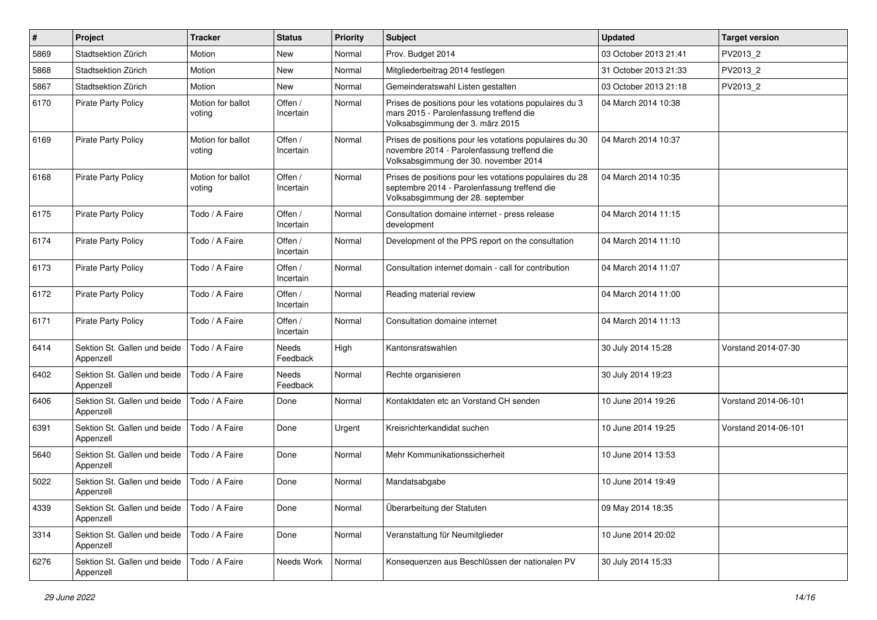| # | Project | Tracker | Status | Priority | Subject | Updated | Target version |
|---|---|---|---|---|---|---|---|
| 5869 | Stadtsektion Zürich | Motion | New | Normal | Prov. Budget 2014 | 03 October 2013 21:41 | PV2013_2 |
| 5868 | Stadtsektion Zürich | Motion | New | Normal | Mitgliederbeitrag 2014 festlegen | 31 October 2013 21:33 | PV2013_2 |
| 5867 | Stadtsektion Zürich | Motion | New | Normal | Gemeinderatswahl Listen gestalten | 03 October 2013 21:18 | PV2013_2 |
| 6170 | Pirate Party Policy | Motion for ballot voting | Offen / Incertain | Normal | Prises de positions pour les votations populaires du 3 mars 2015 - Parolenfassung treffend die Volksabsgimmung der 3. märz 2015 | 04 March 2014 10:38 | |
| 6169 | Pirate Party Policy | Motion for ballot voting | Offen / Incertain | Normal | Prises de positions pour les votations populaires du 30 novembre 2014 - Parolenfassung treffend die Volksabsgimmung der 30. november 2014 | 04 March 2014 10:37 | |
| 6168 | Pirate Party Policy | Motion for ballot voting | Offen / Incertain | Normal | Prises de positions pour les votations populaires du 28 septembre 2014 - Parolenfassung treffend die Volksabsgimmung der 28. september | 04 March 2014 10:35 | |
| 6175 | Pirate Party Policy | Todo / A Faire | Offen / Incertain | Normal | Consultation domaine internet - press release development | 04 March 2014 11:15 | |
| 6174 | Pirate Party Policy | Todo / A Faire | Offen / Incertain | Normal | Development of the PPS report on the consultation | 04 March 2014 11:10 | |
| 6173 | Pirate Party Policy | Todo / A Faire | Offen / Incertain | Normal | Consultation internet domain - call for contribution | 04 March 2014 11:07 | |
| 6172 | Pirate Party Policy | Todo / A Faire | Offen / Incertain | Normal | Reading material review | 04 March 2014 11:00 | |
| 6171 | Pirate Party Policy | Todo / A Faire | Offen / Incertain | Normal | Consultation domaine internet | 04 March 2014 11:13 | |
| 6414 | Sektion St. Gallen und beide Appenzell | Todo / A Faire | Needs Feedback | High | Kantonsratswahlen | 30 July 2014 15:28 | Vorstand 2014-07-30 |
| 6402 | Sektion St. Gallen und beide Appenzell | Todo / A Faire | Needs Feedback | Normal | Rechte organisieren | 30 July 2014 19:23 | |
| 6406 | Sektion St. Gallen und beide Appenzell | Todo / A Faire | Done | Normal | Kontaktdaten etc an Vorstand CH senden | 10 June 2014 19:26 | Vorstand 2014-06-101 |
| 6391 | Sektion St. Gallen und beide Appenzell | Todo / A Faire | Done | Urgent | Kreisrichterkandidat suchen | 10 June 2014 19:25 | Vorstand 2014-06-101 |
| 5640 | Sektion St. Gallen und beide Appenzell | Todo / A Faire | Done | Normal | Mehr Kommunikationssicherheit | 10 June 2014 13:53 | |
| 5022 | Sektion St. Gallen und beide Appenzell | Todo / A Faire | Done | Normal | Mandatsabgabe | 10 June 2014 19:49 | |
| 4339 | Sektion St. Gallen und beide Appenzell | Todo / A Faire | Done | Normal | Überarbeitung der Statuten | 09 May 2014 18:35 | |
| 3314 | Sektion St. Gallen und beide Appenzell | Todo / A Faire | Done | Normal | Veranstaltung für Neumitglieder | 10 June 2014 20:02 | |
| 6276 | Sektion St. Gallen und beide Appenzell | Todo / A Faire | Needs Work | Normal | Konsequenzen aus Beschlüssen der nationalen PV | 30 July 2014 15:33 | |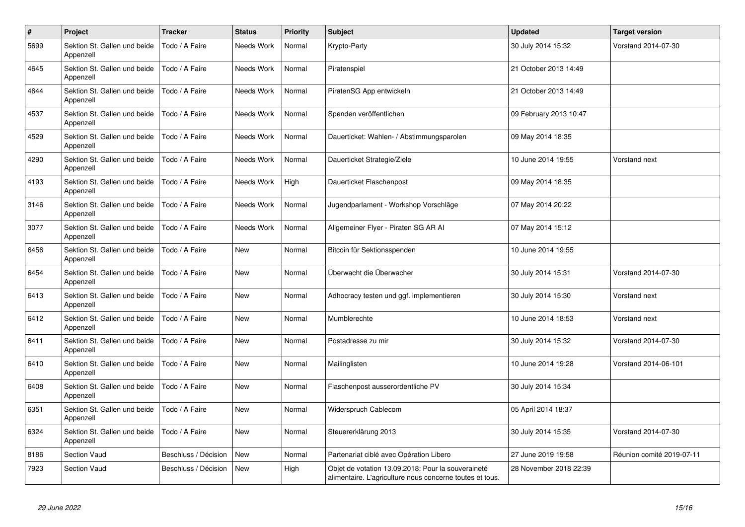| # | Project | Tracker | Status | Priority | Subject | Updated | Target version |
|---|---|---|---|---|---|---|---|
| 5699 | Sektion St. Gallen und beide Appenzell | Todo / A Faire | Needs Work | Normal | Krypto-Party | 30 July 2014 15:32 | Vorstand 2014-07-30 |
| 4645 | Sektion St. Gallen und beide Appenzell | Todo / A Faire | Needs Work | Normal | Piratenspiel | 21 October 2013 14:49 | |
| 4644 | Sektion St. Gallen und beide Appenzell | Todo / A Faire | Needs Work | Normal | PiratenSG App entwickeln | 21 October 2013 14:49 | |
| 4537 | Sektion St. Gallen und beide Appenzell | Todo / A Faire | Needs Work | Normal | Spenden veröffentlichen | 09 February 2013 10:47 | |
| 4529 | Sektion St. Gallen und beide Appenzell | Todo / A Faire | Needs Work | Normal | Dauerticket: Wahlen- / Abstimmungsparolen | 09 May 2014 18:35 | |
| 4290 | Sektion St. Gallen und beide Appenzell | Todo / A Faire | Needs Work | Normal | Dauerticket Strategie/Ziele | 10 June 2014 19:55 | Vorstand next |
| 4193 | Sektion St. Gallen und beide Appenzell | Todo / A Faire | Needs Work | High | Dauerticket Flaschenpost | 09 May 2014 18:35 | |
| 3146 | Sektion St. Gallen und beide Appenzell | Todo / A Faire | Needs Work | Normal | Jugendparlament - Workshop Vorschläge | 07 May 2014 20:22 | |
| 3077 | Sektion St. Gallen und beide Appenzell | Todo / A Faire | Needs Work | Normal | Allgemeiner Flyer - Piraten SG AR AI | 07 May 2014 15:12 | |
| 6456 | Sektion St. Gallen und beide Appenzell | Todo / A Faire | New | Normal | Bitcoin für Sektionsspenden | 10 June 2014 19:55 | |
| 6454 | Sektion St. Gallen und beide Appenzell | Todo / A Faire | New | Normal | Überwacht die Überwacher | 30 July 2014 15:31 | Vorstand 2014-07-30 |
| 6413 | Sektion St. Gallen und beide Appenzell | Todo / A Faire | New | Normal | Adhocracy testen und ggf. implementieren | 30 July 2014 15:30 | Vorstand next |
| 6412 | Sektion St. Gallen und beide Appenzell | Todo / A Faire | New | Normal | Mumblerechte | 10 June 2014 18:53 | Vorstand next |
| 6411 | Sektion St. Gallen und beide Appenzell | Todo / A Faire | New | Normal | Postadresse zu mir | 30 July 2014 15:32 | Vorstand 2014-07-30 |
| 6410 | Sektion St. Gallen und beide Appenzell | Todo / A Faire | New | Normal | Mailinglisten | 10 June 2014 19:28 | Vorstand 2014-06-101 |
| 6408 | Sektion St. Gallen und beide Appenzell | Todo / A Faire | New | Normal | Flaschenpost ausserordentliche PV | 30 July 2014 15:34 | |
| 6351 | Sektion St. Gallen und beide Appenzell | Todo / A Faire | New | Normal | Widerspruch Cablecom | 05 April 2014 18:37 | |
| 6324 | Sektion St. Gallen und beide Appenzell | Todo / A Faire | New | Normal | Steuererklärung 2013 | 30 July 2014 15:35 | Vorstand 2014-07-30 |
| 8186 | Section Vaud | Beschluss / Décision | New | Normal | Partenariat ciblé avec Opération Libero | 27 June 2019 19:58 | Réunion comité 2019-07-11 |
| 7923 | Section Vaud | Beschluss / Décision | New | High | Objet de votation 13.09.2018: Pour la souveraineté alimentaire. L'agriculture nous concerne toutes et tous. | 28 November 2018 22:39 | |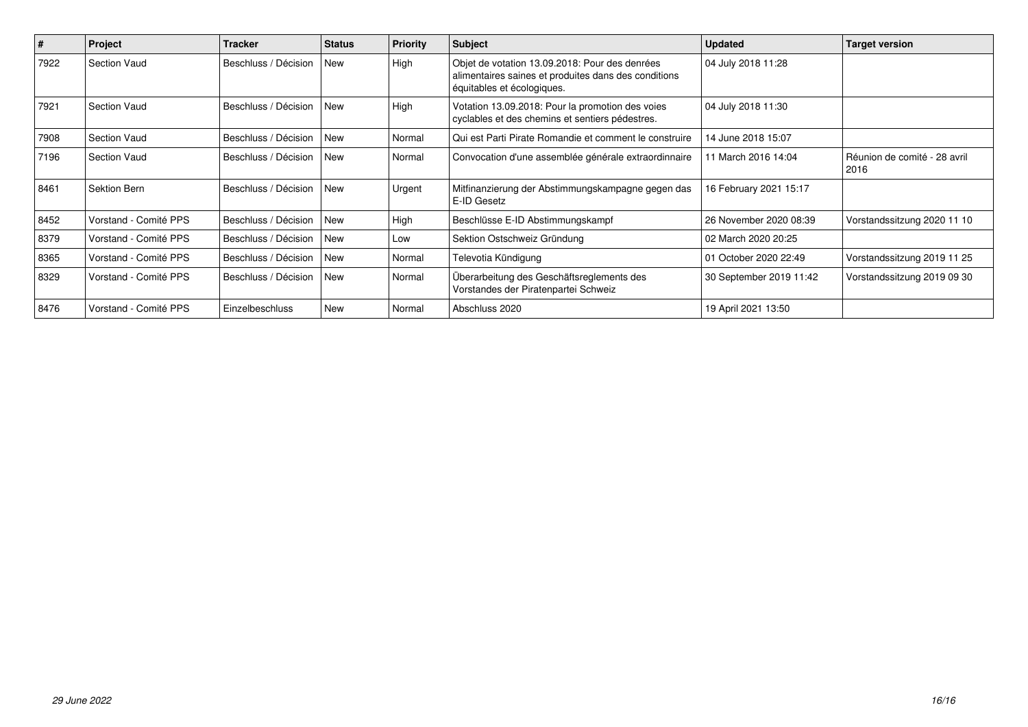| # | Project | Tracker | Status | Priority | Subject | Updated | Target version |
|---|---|---|---|---|---|---|---|
| 7922 | Section Vaud | Beschluss / Décision | New | High | Objet de votation 13.09.2018: Pour des denrées alimentaires saines et produites dans des conditions équitables et écologiques. | 04 July 2018 11:28 | |
| 7921 | Section Vaud | Beschluss / Décision | New | High | Votation 13.09.2018: Pour la promotion des voies cyclables et des chemins et sentiers pédestres. | 04 July 2018 11:30 | |
| 7908 | Section Vaud | Beschluss / Décision | New | Normal | Qui est Parti Pirate Romandie et comment le construire | 14 June 2018 15:07 | |
| 7196 | Section Vaud | Beschluss / Décision | New | Normal | Convocation d'une assemblée générale extraordinaire | 11 March 2016 14:04 | Réunion de comité - 28 avril 2016 |
| 8461 | Sektion Bern | Beschluss / Décision | New | Urgent | Mitfinanzierung der Abstimmungskampagne gegen das E-ID Gesetz | 16 February 2021 15:17 | |
| 8452 | Vorstand - Comité PPS | Beschluss / Décision | New | High | Beschlüsse E-ID Abstimmungskampf | 26 November 2020 08:39 | Vorstandssitzung 2020 11 10 |
| 8379 | Vorstand - Comité PPS | Beschluss / Décision | New | Low | Sektion Ostschweiz Gründung | 02 March 2020 20:25 | |
| 8365 | Vorstand - Comité PPS | Beschluss / Décision | New | Normal | Televotia Kündigung | 01 October 2020 22:49 | Vorstandssitzung 2019 11 25 |
| 8329 | Vorstand - Comité PPS | Beschluss / Décision | New | Normal | Überarbeitung des Geschäftsreglements des Vorstandes der Piratenpartei Schweiz | 30 September 2019 11:42 | Vorstandssitzung 2019 09 30 |
| 8476 | Vorstand - Comité PPS | Einzelbeschluss | New | Normal | Abschluss 2020 | 19 April 2021 13:50 | |